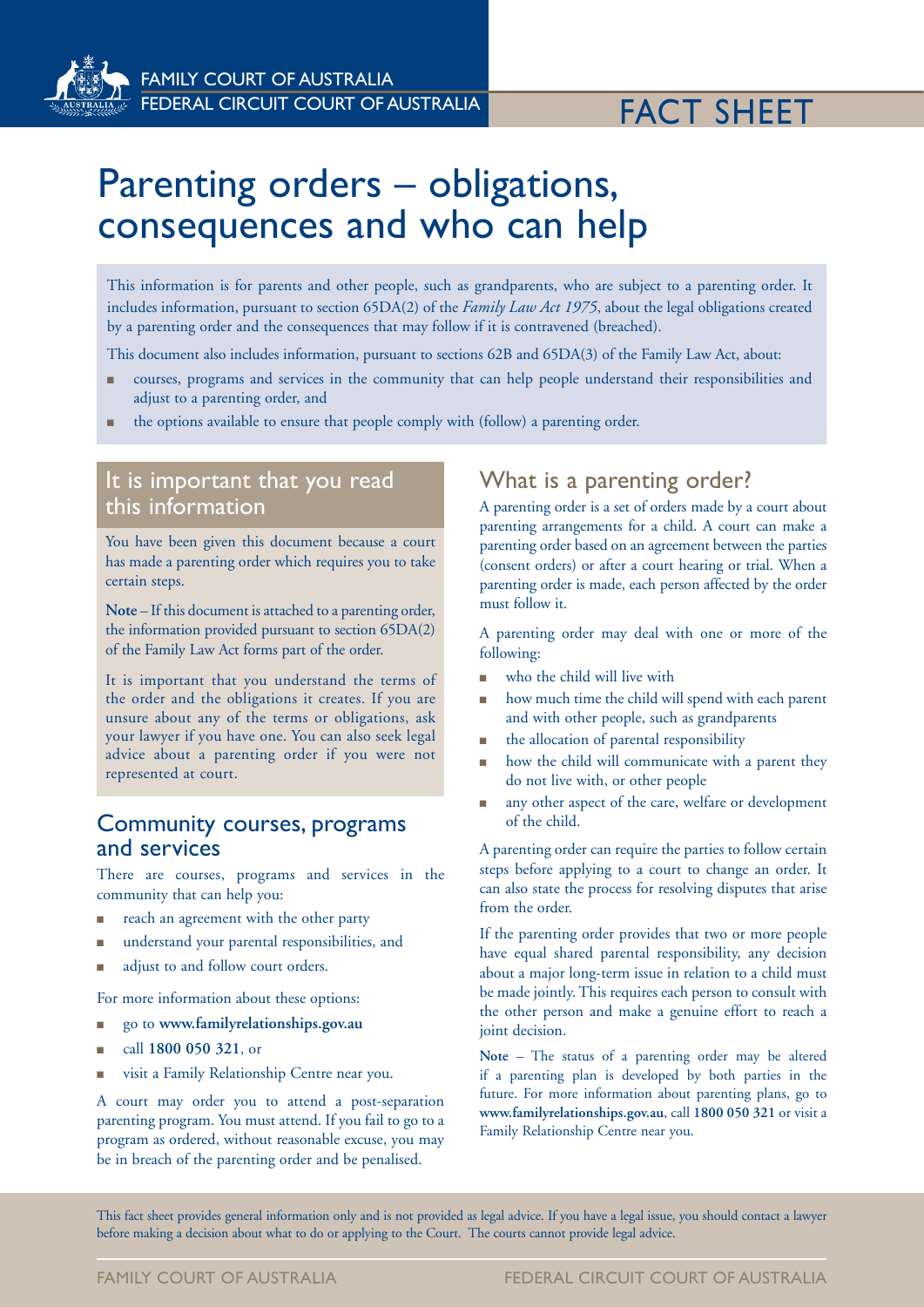FAMILY COURT OF AUSTRALIA
FEDERAL CIRCUIT COURT OF AUSTRALIA

FACT SHEET

# Parenting orders – obligations, consequences and who can help

This information is for parents and other people, such as grandparents, who are subject to a parenting order. It includes information, pursuant to section 65DA(2) of the *Family Law Act 1975*, about the legal obligations created by a parenting order and the consequences that may follow if it is contravened (breached).

This document also includes information, pursuant to sections 62B and 65DA(3) of the Family Law Act, about:

- courses, programs and services in the community that can help people understand their responsibilities and adjust to a parenting order, and
- the options available to ensure that people comply with (follow) a parenting order.

## It is important that you read this information

You have been given this document because a court has made a parenting order which requires you to take certain steps.

**Note** – If this document is attached to a parenting order, the information provided pursuant to section 65DA(2) of the Family Law Act forms part of the order.

It is important that you understand the terms of the order and the obligations it creates. If you are unsure about any of the terms or obligations, ask your lawyer if you have one. You can also seek legal advice about a parenting order if you were not represented at court.

## Community courses, programs and services

There are courses, programs and services in the community that can help you:

- reach an agreement with the other party
- understand your parental responsibilities, and
- adjust to and follow court orders.

For more information about these options:

- go to **www.familyrelationships.gov.au**
- call **1800 050 321**, or
- visit a Family Relationship Centre near you.

A court may order you to attend a post-separation parenting program. You must attend. If you fail to go to a program as ordered, without reasonable excuse, you may be in breach of the parenting order and be penalised.

## What is a parenting order?

A parenting order is a set of orders made by a court about parenting arrangements for a child. A court can make a parenting order based on an agreement between the parties (consent orders) or after a court hearing or trial. When a parenting order is made, each person affected by the order must follow it.

A parenting order may deal with one or more of the following:

- who the child will live with
- how much time the child will spend with each parent and with other people, such as grandparents
- the allocation of parental responsibility
- how the child will communicate with a parent they do not live with, or other people
- any other aspect of the care, welfare or development of the child.

A parenting order can require the parties to follow certain steps before applying to a court to change an order. It can also state the process for resolving disputes that arise from the order.

If the parenting order provides that two or more people have equal shared parental responsibility, any decision about a major long-term issue in relation to a child must be made jointly. This requires each person to consult with the other person and make a genuine effort to reach a joint decision.

**Note** – The status of a parenting order may be altered if a parenting plan is developed by both parties in the future. For more information about parenting plans, go to **www.familyrelationships.gov.au**, call **1800 050 321** or visit a Family Relationship Centre near you.

This fact sheet provides general information only and is not provided as legal advice. If you have a legal issue, you should contact a lawyer before making a decision about what to do or applying to the Court. The courts cannot provide legal advice.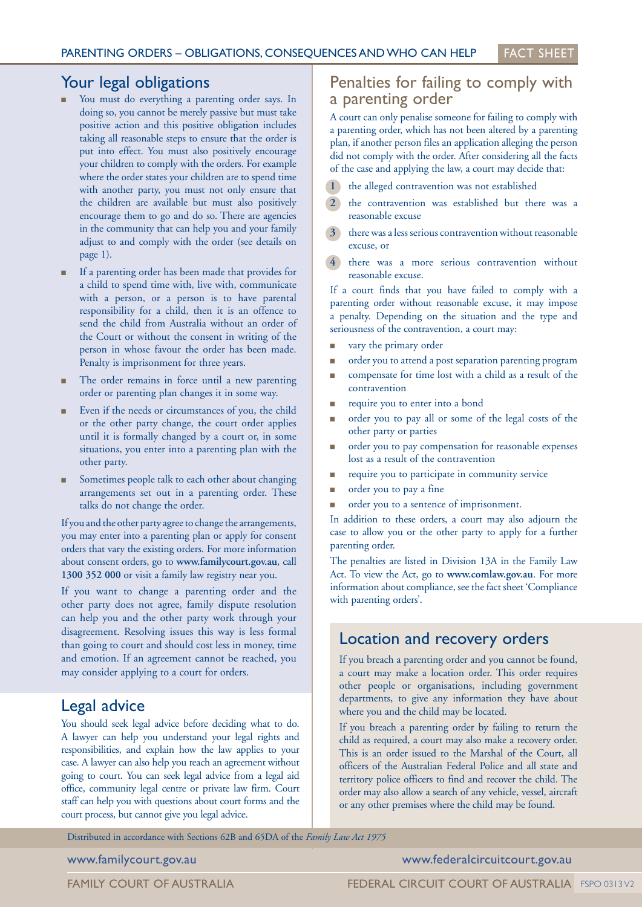## Your legal obligations

- You must do everything a parenting order says. In doing so, you cannot be merely passive but must take positive action and this positive obligation includes taking all reasonable steps to ensure that the order is put into effect. You must also positively encourage your children to comply with the orders. For example where the order states your children are to spend time with another party, you must not only ensure that the children are available but must also positively encourage them to go and do so. There are agencies in the community that can help you and your family adjust to and comply with the order (see details on page 1).
- If a parenting order has been made that provides for a child to spend time with, live with, communicate with a person, or a person is to have parental responsibility for a child, then it is an offence to send the child from Australia without an order of the Court or without the consent in writing of the person in whose favour the order has been made. Penalty is imprisonment for three years.
- The order remains in force until a new parenting order or parenting plan changes it in some way.
- Even if the needs or circumstances of you, the child or the other party change, the court order applies until it is formally changed by a court or, in some situations, you enter into a parenting plan with the other party.
- Sometimes people talk to each other about changing arrangements set out in a parenting order. These talks do not change the order.

If you and the other party agree to change the arrangements, you may enter into a parenting plan or apply for consent orders that vary the existing orders. For more information about consent orders, go to **www.familycourt.gov.au**, call **1300 352 000** or visit a family law registry near you.

If you want to change a parenting order and the other party does not agree, family dispute resolution can help you and the other party work through your disagreement. Resolving issues this way is less formal than going to court and should cost less in money, time and emotion. If an agreement cannot be reached, you may consider applying to a court for orders.

## Legal advice

You should seek legal advice before deciding what to do. A lawyer can help you understand your legal rights and responsibilities, and explain how the law applies to your case. A lawyer can also help you reach an agreement without going to court. You can seek legal advice from a legal aid office, community legal centre or private law firm. Court staff can help you with questions about court forms and the court process, but cannot give you legal advice.

## Penalties for failing to comply with a parenting order

A court can only penalise someone for failing to comply with a parenting order, which has not been altered by a parenting plan, if another person files an application alleging the person did not comply with the order. After considering all the facts of the case and applying the law, a court may decide that:

1. the alleged contravention was not established
2. the contravention was established but there was a reasonable excuse
3. there was a less serious contravention without reasonable excuse, or
4. there was a more serious contravention without reasonable excuse.

If a court finds that you have failed to comply with a parenting order without reasonable excuse, it may impose a penalty. Depending on the situation and the type and seriousness of the contravention, a court may:

- vary the primary order
- order you to attend a post separation parenting program
- compensate for time lost with a child as a result of the contravention
- require you to enter into a bond
- order you to pay all or some of the legal costs of the other party or parties
- order you to pay compensation for reasonable expenses lost as a result of the contravention
- require you to participate in community service
- order you to pay a fine
- order you to a sentence of imprisonment.

In addition to these orders, a court may also adjourn the case to allow you or the other party to apply for a further parenting order.

The penalties are listed in Division 13A in the Family Law Act. To view the Act, go to **www.comlaw.gov.au**. For more information about compliance, see the fact sheet 'Compliance with parenting orders'.

## Location and recovery orders

If you breach a parenting order and you cannot be found, a court may make a location order. This order requires other people or organisations, including government departments, to give any information they have about where you and the child may be located.

If you breach a parenting order by failing to return the child as required, a court may also make a recovery order. This is an order issued to the Marshal of the Court, all officers of the Australian Federal Police and all state and territory police officers to find and recover the child. The order may also allow a search of any vehicle, vessel, aircraft or any other premises where the child may be found.

Distributed in accordance with Sections 62B and 65DA of the *Family Law Act 1975*